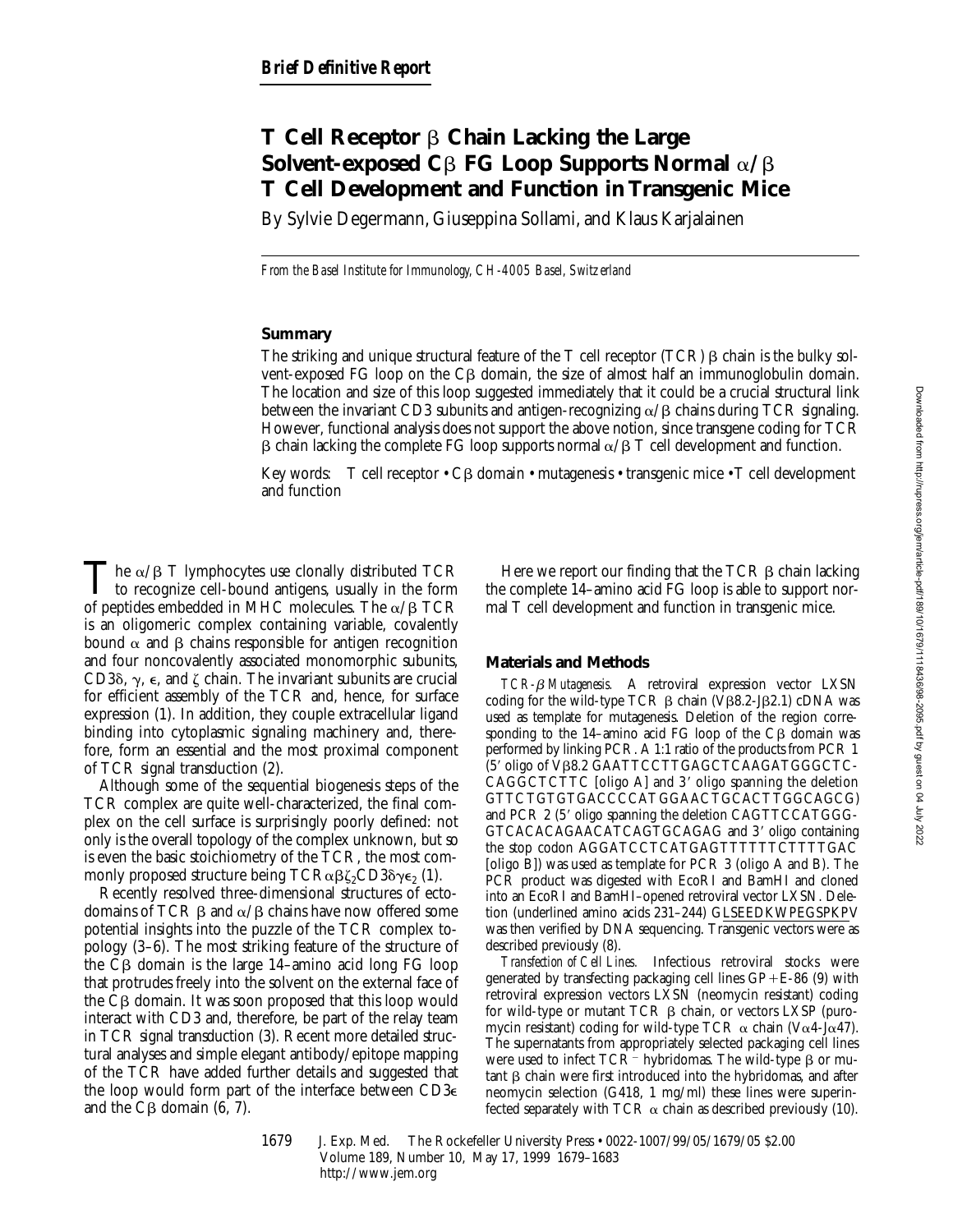*Brief Definitive Report*

# T Cell Receptor β Chain Lacking the Large Solvent-exposed Cβ FG Loop Supports Normal α/β T Cell Development and Function in Transgenic Mice

By Sylvie Degermann, Giuseppina Sollami, and Klaus Karjalainen

*From the Basel Institute for Immunology, CH-4005 Basel, Switzerland*

## Summary

The striking and unique structural feature of the T cell receptor (TCR) β chain is the bulky solvent-exposed FG loop on the Cβ domain, the size of almost half an immunoglobulin domain. The location and size of this loop suggested immediately that it could be a crucial structural link between the invariant CD3 subunits and antigen-recognizing α/β chains during TCR signaling. However, functional analysis does not support the above notion, since transgene coding for TCR β chain lacking the complete FG loop supports normal α/β T cell development and function.

Key words: T cell receptor • Cβ domain • mutagenesis • transgenic mice • T cell development and function

The α/β T lymphocytes use clonally distributed TCR to recognize cell-bound antigens, usually in the form of peptides embedded in MHC molecules. The α/β TCR is an oligomeric complex containing variable, covalently bound α and β chains responsible for antigen recognition and four noncovalently associated monomorphic subunits, CD3δ, γ, ε, and ζ chain. The invariant subunits are crucial for efficient assembly of the TCR and, hence, for surface expression (1). In addition, they couple extracellular ligand binding into cytoplasmic signaling machinery and, therefore, form an essential and the most proximal component of TCR signal transduction (2).

Although some of the sequential biogenesis steps of the TCR complex are quite well-characterized, the final complex on the cell surface is surprisingly poorly defined: not only is the overall topology of the complex unknown, but so is even the basic stoichiometry of the TCR, the most commonly proposed structure being TCR$\alpha\beta\zeta_2$CD3$\delta\gamma\epsilon_2$ (1).

Recently resolved three-dimensional structures of ectodomains of TCR β and α/β chains have now offered some potential insights into the puzzle of the TCR complex topology (3–6). The most striking feature of the structure of the Cβ domain is the large 14–amino acid long FG loop that protrudes freely into the solvent on the external face of the Cβ domain. It was soon proposed that this loop would interact with CD3 and, therefore, be part of the relay team in TCR signal transduction (3). Recent more detailed structural analyses and simple elegant antibody/epitope mapping of the TCR have added further details and suggested that the loop would form part of the interface between CD3ε and the Cβ domain (6, 7).

Here we report our finding that the TCR β chain lacking the complete 14–amino acid FG loop is able to support normal T cell development and function in transgenic mice.

## Materials and Methods

*TCR-β Mutagenesis.* A retroviral expression vector LXSN coding for the wild-type TCR β chain (Vβ8.2-Jβ2.1) cDNA was used as template for mutagenesis. Deletion of the region corresponding to the 14–amino acid FG loop of the Cβ domain was performed by linking PCR. A 1:1 ratio of the products from PCR 1 (5′ oligo of Vβ8.2 GAATTCCTTGAGCTCAAGATGGGCTCCAGGCTCTTC [oligo A] and 3′ oligo spanning the deletion GTTCTGTGTGACCCCATGGAACTGCACTTGGCAGCG) and PCR 2 (5′ oligo spanning the deletion CAGTTCCATGGGGTCACACAGAACATCAGTGCAGAG and 3′ oligo containing the stop codon AGGATCCTCATGAGTTTTTTCTTTTGAC [oligo B]) was used as template for PCR 3 (oligo A and B). The PCR product was digested with EcoRI and BamHI and cloned into an EcoRI and BamHI–opened retroviral vector LXSN. Deletion (underlined amino acids 231–244) GLSEEDKWPEGSPKPV was then verified by DNA sequencing. Transgenic vectors were as described previously (8).

*Transfection of Cell Lines.* Infectious retroviral stocks were generated by transfecting packaging cell lines GP+E-86 (9) with retroviral expression vectors LXSN (neomycin resistant) coding for wild-type or mutant TCR β chain, or vectors LXSP (puromycin resistant) coding for wild-type TCR α chain (Vα4-Jα47). The supernatants from appropriately selected packaging cell lines were used to infect TCR$^-$ hybridomas. The wild-type β or mutant β chain were first introduced into the hybridomas, and after neomycin selection (G418, 1 mg/ml) these lines were superinfected separately with TCR α chain as described previously (10).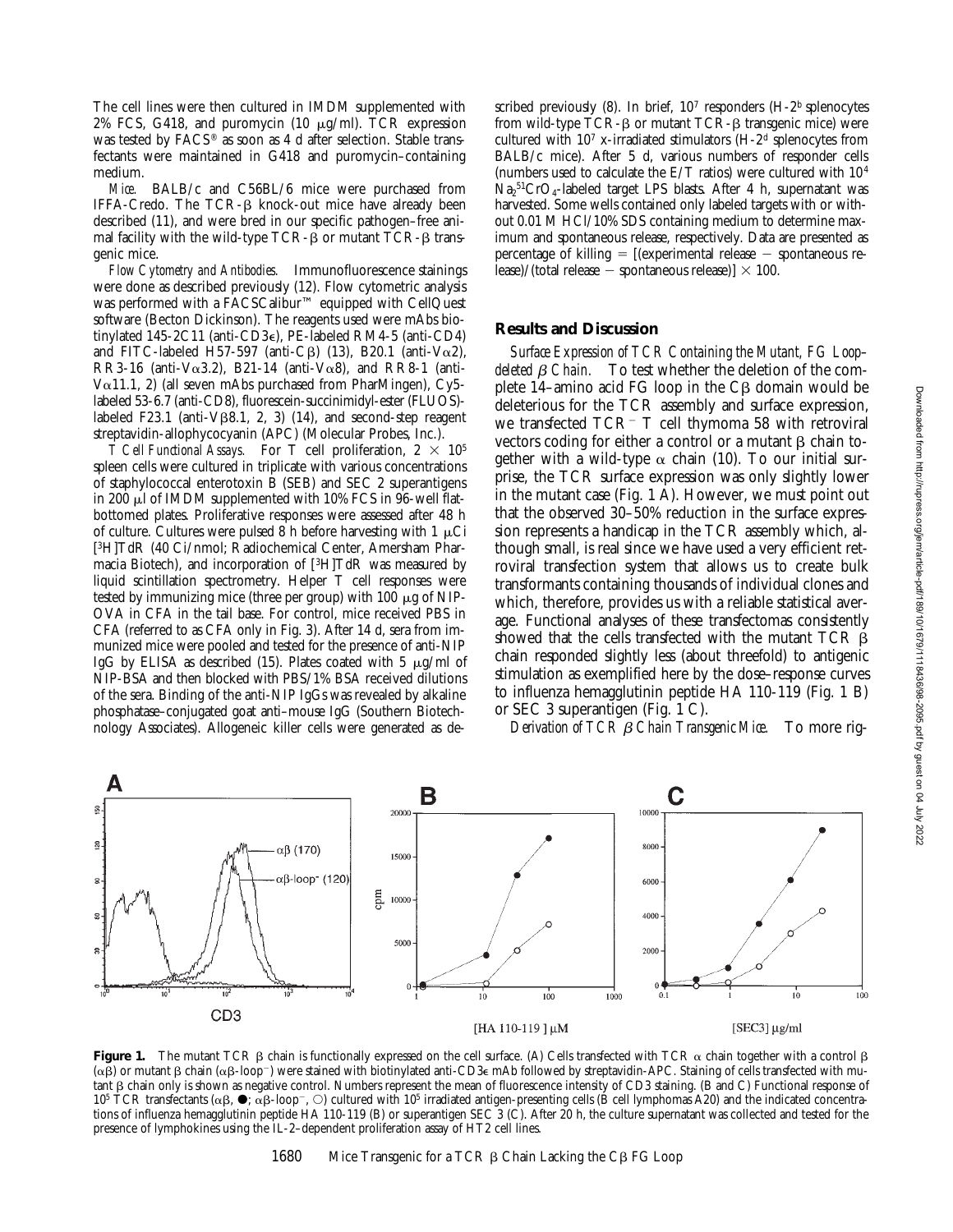The cell lines were then cultured in IMDM supplemented with 2% FCS, G418, and puromycin (10 μg/ml). TCR expression was tested by FACS® as soon as 4 d after selection. Stable transfectants were maintained in G418 and puromycin–containing medium.

*Mice.* BALB/c and C56BL/6 mice were purchased from IFFA-Credo. The TCR-β knock-out mice have already been described (11), and were bred in our specific pathogen–free animal facility with the wild-type TCR-β or mutant TCR-β transgenic mice.

*Flow Cytometry and Antibodies.* Immunofluorescence stainings were done as described previously (12). Flow cytometric analysis was performed with a FACSCalibur™ equipped with CellQuest software (Becton Dickinson). The reagents used were mAbs biotinylated 145-2C11 (anti-CD3ε), PE-labeled RM4-5 (anti-CD4) and FITC-labeled H57-597 (anti-Cβ) (13), B20.1 (anti-Vα2), RR3-16 (anti-Vα3.2), B21-14 (anti-Vα8), and RR8-1 (anti-Vα11.1, 2) (all seven mAbs purchased from PharMingen), Cy5-labeled 53-6.7 (anti-CD8), fluorescein-succinimidyl-ester (FLUOS)-labeled F23.1 (anti-Vβ8.1, 2, 3) (14), and second-step reagent streptavidin-allophycocyanin (APC) (Molecular Probes, Inc.).

*T Cell Functional Assays.* For T cell proliferation, $2 \times 10^5$ spleen cells were cultured in triplicate with various concentrations of staphylococcal enterotoxin B (SEB) and SEC 2 superantigens in 200 μl of IMDM supplemented with 10% FCS in 96-well flat-bottomed plates. Proliferative responses were assessed after 48 h of culture. Cultures were pulsed 8 h before harvesting with 1 μCi [$^3$H]TdR (40 Ci/nmol; Radiochemical Center, Amersham Pharmacia Biotech), and incorporation of [$^3$H]TdR was measured by liquid scintillation spectrometry. Helper T cell responses were tested by immunizing mice (three per group) with 100 μg of NIP-OVA in CFA in the tail base. For control, mice received PBS in CFA (referred to as CFA only in Fig. 3). After 14 d, sera from immunized mice were pooled and tested for the presence of anti-NIP IgG by ELISA as described (15). Plates coated with 5 μg/ml of NIP-BSA and then blocked with PBS/1% BSA received dilutions of the sera. Binding of the anti-NIP IgGs was revealed by alkaline phosphatase–conjugated goat anti–mouse IgG (Southern Biotechnology Associates). Allogeneic killer cells were generated as described previously (8). In brief, $10^7$ responders (H-2$^b$ splenocytes from wild-type TCR-β or mutant TCR-β transgenic mice) were cultured with $10^7$ x-irradiated stimulators (H-2$^d$ splenocytes from BALB/c mice). After 5 d, various numbers of responder cells (numbers used to calculate the E/T ratios) were cultured with $10^4$ $Na_2{}^{51}CrO_4$-labeled target LPS blasts. After 4 h, supernatant was harvested. Some wells contained only labeled targets with or without 0.01 M HCl/10% SDS containing medium to determine maximum and spontaneous release, respectively. Data are presented as percentage of killing = [(experimental release − spontaneous release)/(total release − spontaneous release)] × 100.

## Results and Discussion

*Surface Expression of TCR Containing the Mutant, FG Loop-deleted β Chain.* To test whether the deletion of the complete 14–amino acid FG loop in the Cβ domain would be deleterious for the TCR assembly and surface expression, we transfected TCR$^-$ T cell thymoma 58 with retroviral vectors coding for either a control or a mutant β chain together with a wild-type α chain (10). To our initial surprise, the TCR surface expression was only slightly lower in the mutant case (Fig. 1 A). However, we must point out that the observed 30–50% reduction in the surface expression represents a handicap in the TCR assembly which, although small, is real since we have used a very efficient retroviral transfection system that allows us to create bulk transformants containing thousands of individual clones and which, therefore, provides us with a reliable statistical average. Functional analyses of these transfectomas consistently showed that the cells transfected with the mutant TCR β chain responded slightly less (about threefold) to antigenic stimulation as exemplified here by the dose–response curves to influenza hemagglutinin peptide HA 110-119 (Fig. 1 B) or SEC 3 superantigen (Fig. 1 C).

*Derivation of TCR β Chain Transgenic Mice.* To more rig-

**Figure 1.** The mutant TCR β chain is functionally expressed on the cell surface. (A) Cells transfected with TCR α chain together with a control β (αβ) or mutant β chain (αβ-loop$^-$) were stained with biotinylated anti-CD3ε mAb followed by streptavidin-APC. Staining of cells transfected with mutant β chain only is shown as negative control. Numbers represent the mean of fluorescence intensity of CD3 staining. (B and C) Functional response of $10^5$ TCR transfectants (αβ, ●; αβ-loop$^-$, ○) cultured with $10^5$ irradiated antigen-presenting cells (B cell lymphomas A20) and the indicated concentrations of influenza hemagglutinin peptide HA 110-119 (B) or superantigen SEC 3 (C). After 20 h, the culture supernatant was collected and tested for the presence of lymphokines using the IL-2–dependent proliferation assay of HT2 cell lines.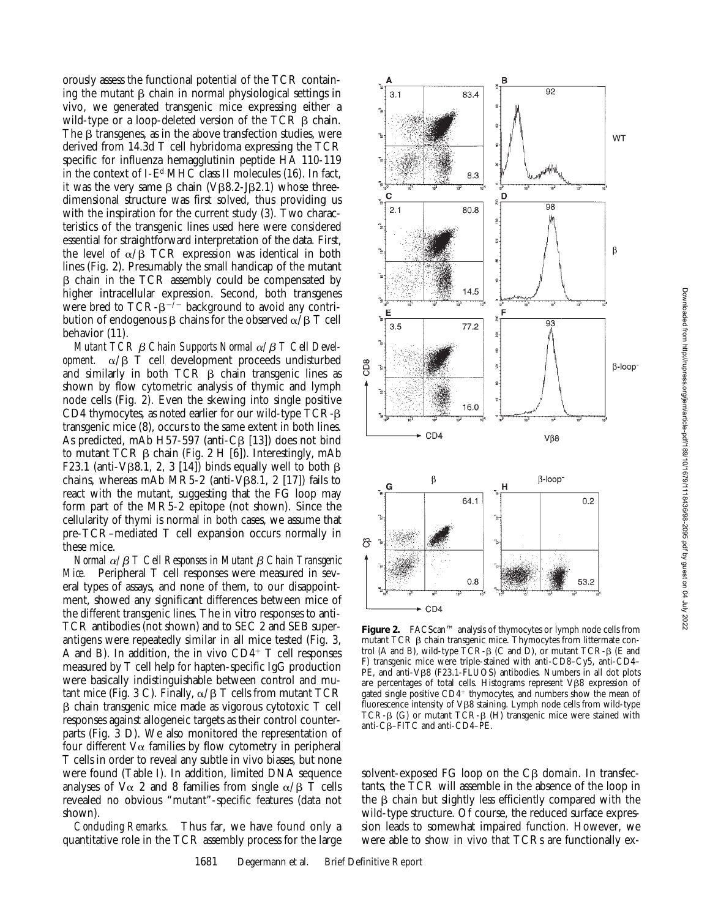orously assess the functional potential of the TCR containing the mutant β chain in normal physiological settings in vivo, we generated transgenic mice expressing either a wild-type or a loop-deleted version of the TCR β chain. The β transgenes, as in the above transfection studies, were derived from 14.3d T cell hybridoma expressing the TCR specific for influenza hemagglutinin peptide HA 110-119 in the context of I-E$^d$ MHC class II molecules (16). In fact, it was the very same β chain (Vβ8.2-Jβ2.1) whose three-dimensional structure was first solved, thus providing us with the inspiration for the current study (3). Two characteristics of the transgenic lines used here were considered essential for straightforward interpretation of the data. First, the level of α/β TCR expression was identical in both lines (Fig. 2). Presumably the small handicap of the mutant β chain in the TCR assembly could be compensated by higher intracellular expression. Second, both transgenes were bred to TCR-β$^{-/-}$ background to avoid any contribution of endogenous β chains for the observed α/β T cell behavior (11).

*Mutant TCR β Chain Supports Normal α/β T Cell Development.* α/β T cell development proceeds undisturbed and similarly in both TCR β chain transgenic lines as shown by flow cytometric analysis of thymic and lymph node cells (Fig. 2). Even the skewing into single positive CD4 thymocytes, as noted earlier for our wild-type TCR-β transgenic mice (8), occurs to the same extent in both lines. As predicted, mAb H57-597 (anti-Cβ [13]) does not bind to mutant TCR β chain (Fig. 2 H [6]). Interestingly, mAb F23.1 (anti-Vβ8.1, 2, 3 [14]) binds equally well to both β chains, whereas mAb MR5-2 (anti-Vβ8.1, 2 [17]) fails to react with the mutant, suggesting that the FG loop may form part of the MR5-2 epitope (not shown). Since the cellularity of thymi is normal in both cases, we assume that pre-TCR–mediated T cell expansion occurs normally in these mice.

*Normal α/β T Cell Responses in Mutant β Chain Transgenic Mice.* Peripheral T cell responses were measured in several types of assays, and none of them, to our disappointment, showed any significant differences between mice of the different transgenic lines. The in vitro responses to anti-TCR antibodies (not shown) and to SEC 2 and SEB superantigens were repeatedly similar in all mice tested (Fig. 3, A and B). In addition, the in vivo CD4$^+$ T cell responses measured by T cell help for hapten-specific IgG production were basically indistinguishable between control and mutant mice (Fig. 3 C). Finally, α/β T cells from mutant TCR β chain transgenic mice made as vigorous cytotoxic T cell responses against allogeneic targets as their control counterparts (Fig. 3 D). We also monitored the representation of four different Vα families by flow cytometry in peripheral T cells in order to reveal any subtle in vivo biases, but none were found (Table I). In addition, limited DNA sequence analyses of Vα 2 and 8 families from single α/β T cells revealed no obvious "mutant"-specific features (data not shown).

*Concluding Remarks.* Thus far, we have found only a quantitative role in the TCR assembly process for the large solvent-exposed FG loop on the Cβ domain. In transfectants, the TCR will assemble in the absence of the loop in the β chain but slightly less efficiently compared with the wild-type structure. Of course, the reduced surface expression leads to somewhat impaired function. However, we were able to show in vivo that TCRs are functionally ex-

**Figure 2.** FACScan™ analysis of thymocytes or lymph node cells from mutant TCR β chain transgenic mice. Thymocytes from littermate control (A and B), wild-type TCR-β (C and D), or mutant TCR-β (E and F) transgenic mice were triple-stained with anti-CD8–Cy5, anti-CD4–PE, and anti-Vβ8 (F23.1-FLUOS) antibodies. Numbers in all dot plots are percentages of total cells. Histograms represent Vβ8 expression of gated single positive CD4$^+$ thymocytes, and numbers show the mean of fluorescence intensity of Vβ8 staining. Lymph node cells from wild-type TCR-β (G) or mutant TCR-β (H) transgenic mice were stained with anti-Cβ–FITC and anti-CD4–PE.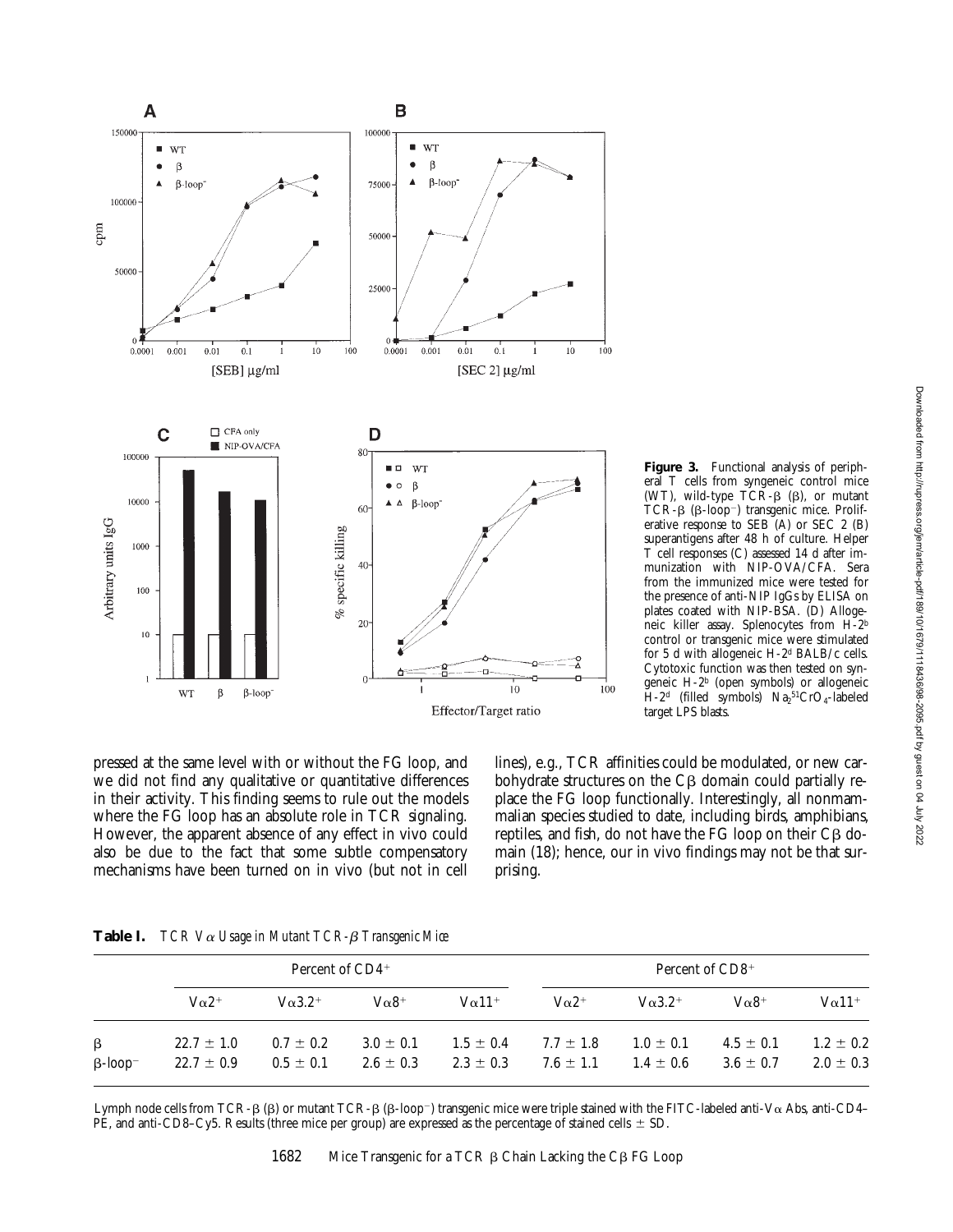**Figure 3.** Functional analysis of peripheral T cells from syngeneic control mice (WT), wild-type TCR-β (β), or mutant TCR-β (β-loop⁻) transgenic mice. Proliferative response to SEB (A) or SEC 2 (B) superantigens after 48 h of culture. Helper T cell responses (C) assessed 14 d after immunization with NIP-OVA/CFA. Sera from the immunized mice were tested for the presence of anti-NIP IgGs by ELISA on plates coated with NIP-BSA. (D) Allogeneic killer assay. Splenocytes from H-$2^b$ control or transgenic mice were stimulated for 5 d with allogeneic H-$2^d$ BALB/c cells. Cytotoxic function was then tested on syngeneic H-$2^b$ (open symbols) or allogeneic H-$2^d$ (filled symbols) $Na_2{}^{51}CrO_4$-labeled target LPS blasts.

pressed at the same level with or without the FG loop, and we did not find any qualitative or quantitative differences in their activity. This finding seems to rule out the models where the FG loop has an absolute role in TCR signaling. However, the apparent absence of any effect in vivo could also be due to the fact that some subtle compensatory mechanisms have been turned on in vivo (but not in cell lines), e.g., TCR affinities could be modulated, or new carbohydrate structures on the Cβ domain could partially replace the FG loop functionally. Interestingly, all nonmammalian species studied to date, including birds, amphibians, reptiles, and fish, do not have the FG loop on their Cβ domain (18); hence, our in vivo findings may not be that surprising.

**Table I.** *TCR Vα Usage in Mutant TCR-β Transgenic Mice*

| | Percent of CD4⁺ | | | | Percent of CD8⁺ | | | |
|---|---|---|---|---|---|---|---|---|
| | Vα2⁺ | Vα3.2⁺ | Vα8⁺ | Vα11⁺ | Vα2⁺ | Vα3.2⁺ | Vα8⁺ | Vα11⁺ |
| β | 22.7 ± 1.0 | 0.7 ± 0.2 | 3.0 ± 0.1 | 1.5 ± 0.4 | 7.7 ± 1.8 | 1.0 ± 0.1 | 4.5 ± 0.1 | 1.2 ± 0.2 |
| β-loop⁻ | 22.7 ± 0.9 | 0.5 ± 0.1 | 2.6 ± 0.3 | 2.3 ± 0.3 | 7.6 ± 1.1 | 1.4 ± 0.6 | 3.6 ± 0.7 | 2.0 ± 0.3 |

Lymph node cells from TCR-β (β) or mutant TCR-β (β-loop⁻) transgenic mice were triple stained with the FITC-labeled anti-Vα Abs, anti-CD4–PE, and anti-CD8–Cy5. Results (three mice per group) are expressed as the percentage of stained cells ± SD.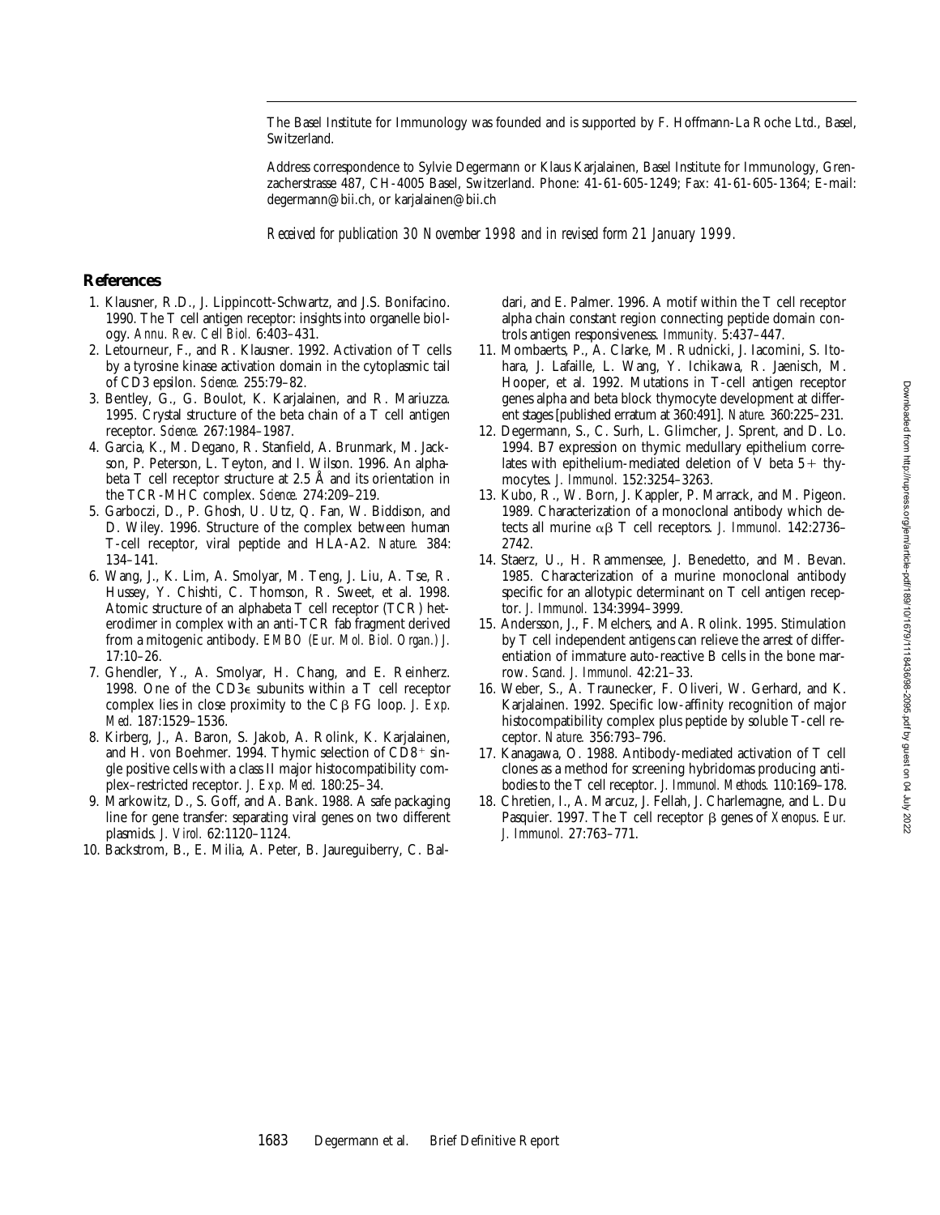The Basel Institute for Immunology was founded and is supported by F. Hoffmann-La Roche Ltd., Basel, Switzerland.

Address correspondence to Sylvie Degermann or Klaus Karjalainen, Basel Institute for Immunology, Grenzacherstrasse 487, CH-4005 Basel, Switzerland. Phone: 41-61-605-1249; Fax: 41-61-605-1364; E-mail: degermann@bii.ch, or karjalainen@bii.ch

*Received for publication 30 November 1998 and in revised form 21 January 1999.*

## References

1. Klausner, R.D., J. Lippincott-Schwartz, and J.S. Bonifacino. 1990. The T cell antigen receptor: insights into organelle biology. *Annu. Rev. Cell Biol.* 6:403–431.
2. Letourneur, F., and R. Klausner. 1992. Activation of T cells by a tyrosine kinase activation domain in the cytoplasmic tail of CD3 epsilon. *Science.* 255:79–82.
3. Bentley, G., G. Boulot, K. Karjalainen, and R. Mariuzza. 1995. Crystal structure of the beta chain of a T cell antigen receptor. *Science.* 267:1984–1987.
4. Garcia, K., M. Degano, R. Stanfield, A. Brunmark, M. Jackson, P. Peterson, L. Teyton, and I. Wilson. 1996. An alphabeta T cell receptor structure at 2.5 Å and its orientation in the TCR-MHC complex. *Science.* 274:209–219.
5. Garboczi, D., P. Ghosh, U. Utz, Q. Fan, W. Biddison, and D. Wiley. 1996. Structure of the complex between human T-cell receptor, viral peptide and HLA-A2. *Nature.* 384:134–141.
6. Wang, J., K. Lim, A. Smolyar, M. Teng, J. Liu, A. Tse, R. Hussey, Y. Chishti, C. Thomson, R. Sweet, et al. 1998. Atomic structure of an alphabeta T cell receptor (TCR) heterodimer in complex with an anti-TCR fab fragment derived from a mitogenic antibody. *EMBO (Eur. Mol. Biol. Organ.) J.* 17:10–26.
7. Ghendler, Y., A. Smolyar, H. Chang, and E. Reinherz. 1998. One of the CD3$\epsilon$ subunits within a T cell receptor complex lies in close proximity to the C$\beta$ FG loop. *J. Exp. Med.* 187:1529–1536.
8. Kirberg, J., A. Baron, S. Jakob, A. Rolink, K. Karjalainen, and H. von Boehmer. 1994. Thymic selection of CD8$^{+}$ single positive cells with a class II major histocompatibility complex–restricted receptor. *J. Exp. Med.* 180:25–34.
9. Markowitz, D., S. Goff, and A. Bank. 1988. A safe packaging line for gene transfer: separating viral genes on two different plasmids. *J. Virol.* 62:1120–1124.
10. Backstrom, B., E. Milia, A. Peter, B. Jaureguiberry, C. Baldari, and E. Palmer. 1996. A motif within the T cell receptor alpha chain constant region connecting peptide domain controls antigen responsiveness. *Immunity.* 5:437–447.
11. Mombaerts, P., A. Clarke, M. Rudnicki, J. Iacomini, S. Itohara, J. Lafaille, L. Wang, Y. Ichikawa, R. Jaenisch, M. Hooper, et al. 1992. Mutations in T-cell antigen receptor genes alpha and beta block thymocyte development at different stages [published erratum at 360:491]. *Nature.* 360:225–231.
12. Degermann, S., C. Surh, L. Glimcher, J. Sprent, and D. Lo. 1994. B7 expression on thymic medullary epithelium correlates with epithelium-mediated deletion of V beta 5+ thymocytes. *J. Immunol.* 152:3254–3263.
13. Kubo, R., W. Born, J. Kappler, P. Marrack, and M. Pigeon. 1989. Characterization of a monoclonal antibody which detects all murine $\alpha\beta$ T cell receptors. *J. Immunol.* 142:2736–2742.
14. Staerz, U., H. Rammensee, J. Benedetto, and M. Bevan. 1985. Characterization of a murine monoclonal antibody specific for an allotypic determinant on T cell antigen receptor. *J. Immunol.* 134:3994–3999.
15. Andersson, J., F. Melchers, and A. Rolink. 1995. Stimulation by T cell independent antigens can relieve the arrest of differentiation of immature auto-reactive B cells in the bone marrow. *Scand. J. Immunol.* 42:21–33.
16. Weber, S., A. Traunecker, F. Oliveri, W. Gerhard, and K. Karjalainen. 1992. Specific low-affinity recognition of major histocompatibility complex plus peptide by soluble T-cell receptor. *Nature.* 356:793–796.
17. Kanagawa, O. 1988. Antibody-mediated activation of T cell clones as a method for screening hybridomas producing antibodies to the T cell receptor. *J. Immunol. Methods.* 110:169–178.
18. Chretien, I., A. Marcuz, J. Fellah, J. Charlemagne, and L. Du Pasquier. 1997. The T cell receptor $\beta$ genes of *Xenopus*. *Eur. J. Immunol.* 27:763–771.